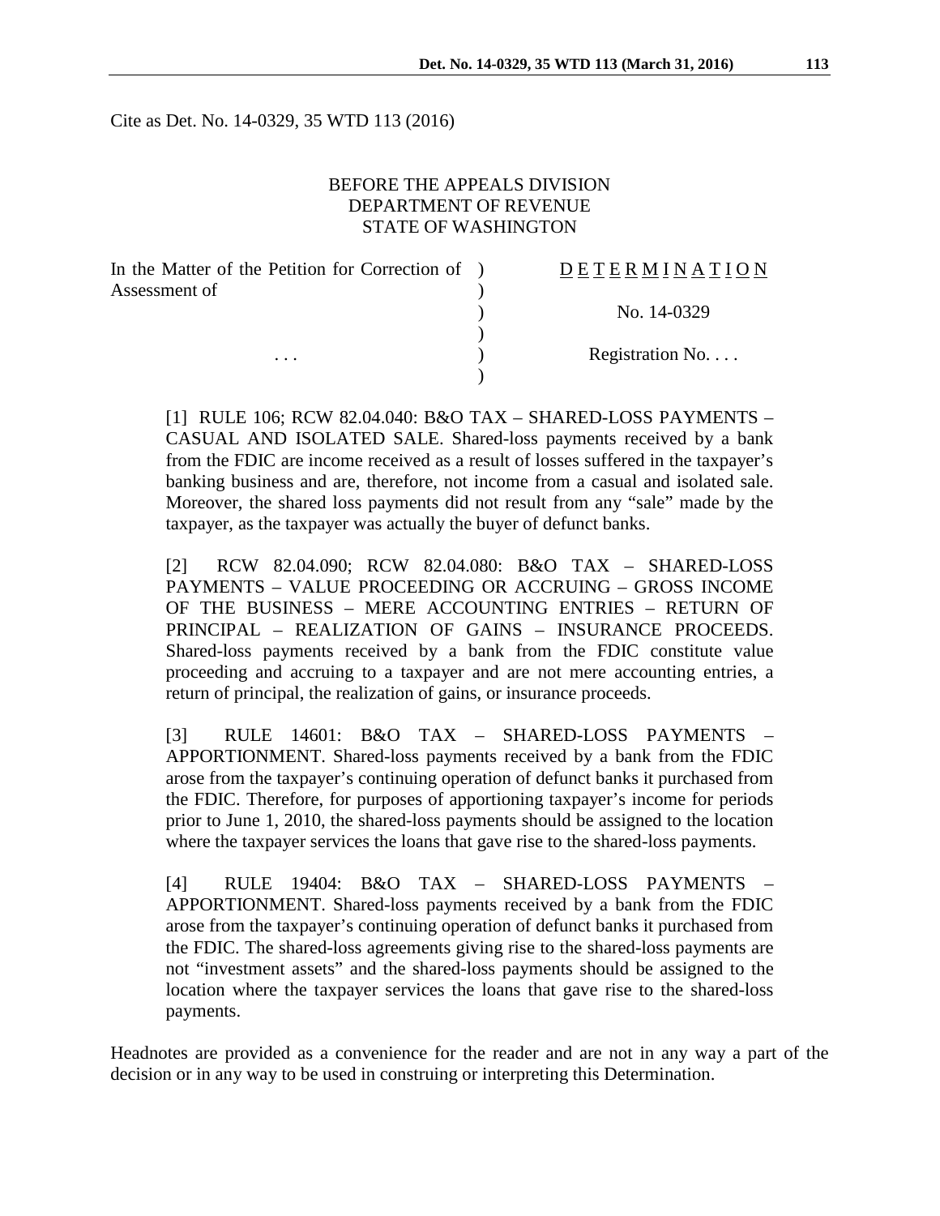Cite as Det. No. 14-0329, 35 WTD 113 (2016)

BEFORE THE APPEALS DIVISION
DEPARTMENT OF REVENUE
STATE OF WASHINGTON

| | | |
|---|---|---|
| In the Matter of the Petition for Correction of Assessment of | ) | D E T E R M I N A T I O N |
| | ) | No. 14-0329 |
| . . . | ) | Registration No. . . . |

[1] RULE 106; RCW 82.04.040: B&O TAX – SHARED-LOSS PAYMENTS – CASUAL AND ISOLATED SALE. Shared-loss payments received by a bank from the FDIC are income received as a result of losses suffered in the taxpayer's banking business and are, therefore, not income from a casual and isolated sale. Moreover, the shared loss payments did not result from any "sale" made by the taxpayer, as the taxpayer was actually the buyer of defunct banks.

[2] RCW 82.04.090; RCW 82.04.080: B&O TAX – SHARED-LOSS PAYMENTS – VALUE PROCEEDING OR ACCRUING – GROSS INCOME OF THE BUSINESS – MERE ACCOUNTING ENTRIES – RETURN OF PRINCIPAL – REALIZATION OF GAINS – INSURANCE PROCEEDS. Shared-loss payments received by a bank from the FDIC constitute value proceeding and accruing to a taxpayer and are not mere accounting entries, a return of principal, the realization of gains, or insurance proceeds.

[3] RULE 14601: B&O TAX – SHARED-LOSS PAYMENTS – APPORTIONMENT. Shared-loss payments received by a bank from the FDIC arose from the taxpayer's continuing operation of defunct banks it purchased from the FDIC. Therefore, for purposes of apportioning taxpayer's income for periods prior to June 1, 2010, the shared-loss payments should be assigned to the location where the taxpayer services the loans that gave rise to the shared-loss payments.

[4] RULE 19404: B&O TAX – SHARED-LOSS PAYMENTS – APPORTIONMENT. Shared-loss payments received by a bank from the FDIC arose from the taxpayer's continuing operation of defunct banks it purchased from the FDIC. The shared-loss agreements giving rise to the shared-loss payments are not "investment assets" and the shared-loss payments should be assigned to the location where the taxpayer services the loans that gave rise to the shared-loss payments.

Headnotes are provided as a convenience for the reader and are not in any way a part of the decision or in any way to be used in construing or interpreting this Determination.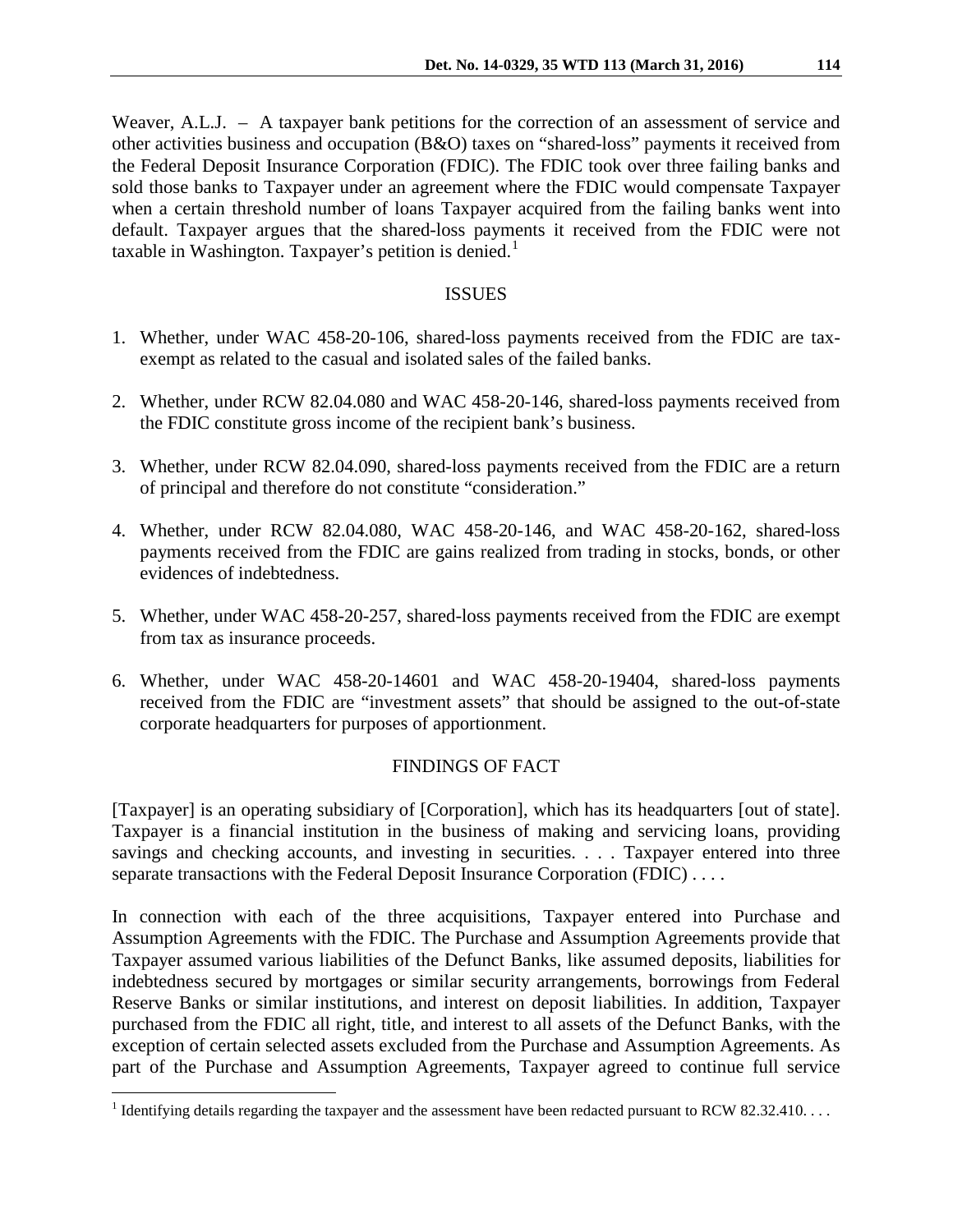Weaver, A.L.J. – A taxpayer bank petitions for the correction of an assessment of service and other activities business and occupation (B&O) taxes on "shared-loss" payments it received from the Federal Deposit Insurance Corporation (FDIC). The FDIC took over three failing banks and sold those banks to Taxpayer under an agreement where the FDIC would compensate Taxpayer when a certain threshold number of loans Taxpayer acquired from the failing banks went into default. Taxpayer argues that the shared-loss payments it received from the FDIC were not taxable in Washington. Taxpayer's petition is denied.[1]

## ISSUES

1. Whether, under WAC 458-20-106, shared-loss payments received from the FDIC are tax-exempt as related to the casual and isolated sales of the failed banks.
2. Whether, under RCW 82.04.080 and WAC 458-20-146, shared-loss payments received from the FDIC constitute gross income of the recipient bank's business.
3. Whether, under RCW 82.04.090, shared-loss payments received from the FDIC are a return of principal and therefore do not constitute "consideration."
4. Whether, under RCW 82.04.080, WAC 458-20-146, and WAC 458-20-162, shared-loss payments received from the FDIC are gains realized from trading in stocks, bonds, or other evidences of indebtedness.
5. Whether, under WAC 458-20-257, shared-loss payments received from the FDIC are exempt from tax as insurance proceeds.
6. Whether, under WAC 458-20-14601 and WAC 458-20-19404, shared-loss payments received from the FDIC are "investment assets" that should be assigned to the out-of-state corporate headquarters for purposes of apportionment.

## FINDINGS OF FACT

[Taxpayer] is an operating subsidiary of [Corporation], which has its headquarters [out of state]. Taxpayer is a financial institution in the business of making and servicing loans, providing savings and checking accounts, and investing in securities. . . . Taxpayer entered into three separate transactions with the Federal Deposit Insurance Corporation (FDIC) . . . .

In connection with each of the three acquisitions, Taxpayer entered into Purchase and Assumption Agreements with the FDIC. The Purchase and Assumption Agreements provide that Taxpayer assumed various liabilities of the Defunct Banks, like assumed deposits, liabilities for indebtedness secured by mortgages or similar security arrangements, borrowings from Federal Reserve Banks or similar institutions, and interest on deposit liabilities. In addition, Taxpayer purchased from the FDIC all right, title, and interest to all assets of the Defunct Banks, with the exception of certain selected assets excluded from the Purchase and Assumption Agreements. As part of the Purchase and Assumption Agreements, Taxpayer agreed to continue full service

[1] Identifying details regarding the taxpayer and the assessment have been redacted pursuant to RCW 82.32.410. . . .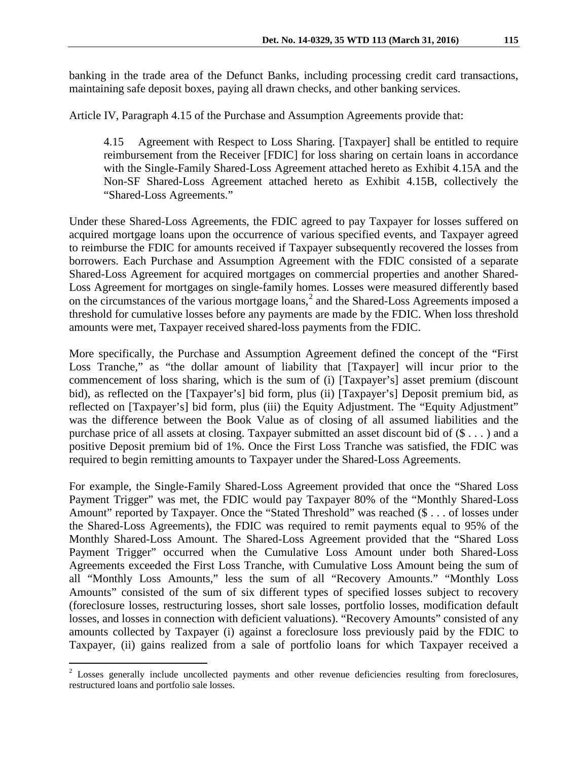banking in the trade area of the Defunct Banks, including processing credit card transactions, maintaining safe deposit boxes, paying all drawn checks, and other banking services.

Article IV, Paragraph 4.15 of the Purchase and Assumption Agreements provide that:

> 4.15 Agreement with Respect to Loss Sharing. [Taxpayer] shall be entitled to require reimbursement from the Receiver [FDIC] for loss sharing on certain loans in accordance with the Single-Family Shared-Loss Agreement attached hereto as Exhibit 4.15A and the Non-SF Shared-Loss Agreement attached hereto as Exhibit 4.15B, collectively the "Shared-Loss Agreements."

Under these Shared-Loss Agreements, the FDIC agreed to pay Taxpayer for losses suffered on acquired mortgage loans upon the occurrence of various specified events, and Taxpayer agreed to reimburse the FDIC for amounts received if Taxpayer subsequently recovered the losses from borrowers. Each Purchase and Assumption Agreement with the FDIC consisted of a separate Shared-Loss Agreement for acquired mortgages on commercial properties and another Shared-Loss Agreement for mortgages on single-family homes. Losses were measured differently based on the circumstances of the various mortgage loans,[2] and the Shared-Loss Agreements imposed a threshold for cumulative losses before any payments are made by the FDIC. When loss threshold amounts were met, Taxpayer received shared-loss payments from the FDIC.

More specifically, the Purchase and Assumption Agreement defined the concept of the "First Loss Tranche," as "the dollar amount of liability that [Taxpayer] will incur prior to the commencement of loss sharing, which is the sum of (i) [Taxpayer's] asset premium (discount bid), as reflected on the [Taxpayer's] bid form, plus (ii) [Taxpayer's] Deposit premium bid, as reflected on [Taxpayer's] bid form, plus (iii) the Equity Adjustment. The "Equity Adjustment" was the difference between the Book Value as of closing of all assumed liabilities and the purchase price of all assets at closing. Taxpayer submitted an asset discount bid of ($ . . . ) and a positive Deposit premium bid of 1%. Once the First Loss Tranche was satisfied, the FDIC was required to begin remitting amounts to Taxpayer under the Shared-Loss Agreements.

For example, the Single-Family Shared-Loss Agreement provided that once the "Shared Loss Payment Trigger" was met, the FDIC would pay Taxpayer 80% of the "Monthly Shared-Loss Amount" reported by Taxpayer. Once the "Stated Threshold" was reached ($ . . . of losses under the Shared-Loss Agreements), the FDIC was required to remit payments equal to 95% of the Monthly Shared-Loss Amount. The Shared-Loss Agreement provided that the "Shared Loss Payment Trigger" occurred when the Cumulative Loss Amount under both Shared-Loss Agreements exceeded the First Loss Tranche, with Cumulative Loss Amount being the sum of all "Monthly Loss Amounts," less the sum of all "Recovery Amounts." "Monthly Loss Amounts" consisted of the sum of six different types of specified losses subject to recovery (foreclosure losses, restructuring losses, short sale losses, portfolio losses, modification default losses, and losses in connection with deficient valuations). "Recovery Amounts" consisted of any amounts collected by Taxpayer (i) against a foreclosure loss previously paid by the FDIC to Taxpayer, (ii) gains realized from a sale of portfolio loans for which Taxpayer received a

---

[2] Losses generally include uncollected payments and other revenue deficiencies resulting from foreclosures, restructured loans and portfolio sale losses.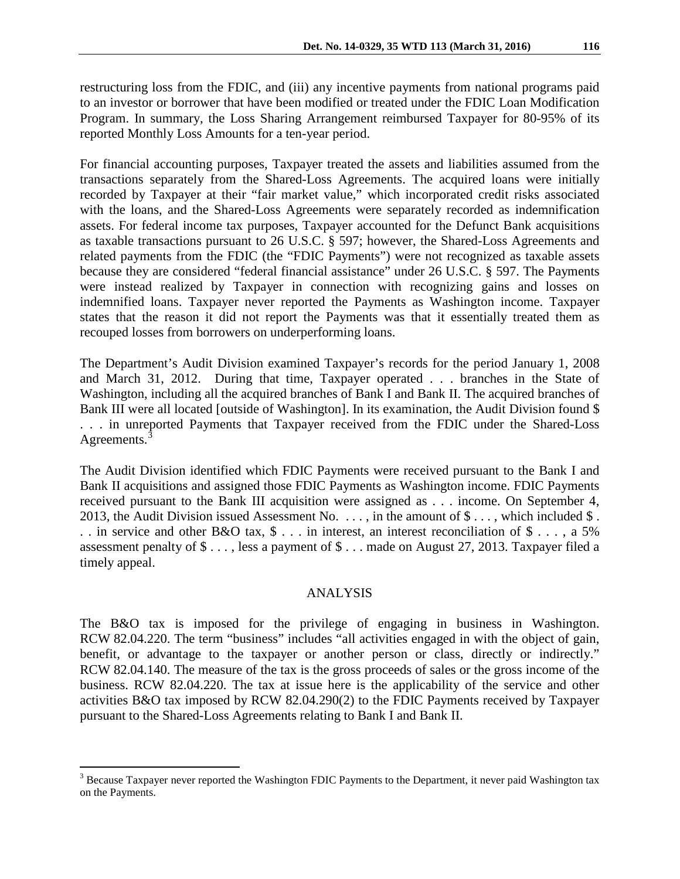restructuring loss from the FDIC, and (iii) any incentive payments from national programs paid to an investor or borrower that have been modified or treated under the FDIC Loan Modification Program. In summary, the Loss Sharing Arrangement reimbursed Taxpayer for 80-95% of its reported Monthly Loss Amounts for a ten-year period.

For financial accounting purposes, Taxpayer treated the assets and liabilities assumed from the transactions separately from the Shared-Loss Agreements. The acquired loans were initially recorded by Taxpayer at their "fair market value," which incorporated credit risks associated with the loans, and the Shared-Loss Agreements were separately recorded as indemnification assets. For federal income tax purposes, Taxpayer accounted for the Defunct Bank acquisitions as taxable transactions pursuant to 26 U.S.C. § 597; however, the Shared-Loss Agreements and related payments from the FDIC (the "FDIC Payments") were not recognized as taxable assets because they are considered "federal financial assistance" under 26 U.S.C. § 597. The Payments were instead realized by Taxpayer in connection with recognizing gains and losses on indemnified loans. Taxpayer never reported the Payments as Washington income. Taxpayer states that the reason it did not report the Payments was that it essentially treated them as recouped losses from borrowers on underperforming loans.

The Department's Audit Division examined Taxpayer's records for the period January 1, 2008 and March 31, 2012. During that time, Taxpayer operated . . . branches in the State of Washington, including all the acquired branches of Bank I and Bank II. The acquired branches of Bank III were all located [outside of Washington]. In its examination, the Audit Division found $ . . . in unreported Payments that Taxpayer received from the FDIC under the Shared-Loss Agreements.[3]

The Audit Division identified which FDIC Payments were received pursuant to the Bank I and Bank II acquisitions and assigned those FDIC Payments as Washington income. FDIC Payments received pursuant to the Bank III acquisition were assigned as . . . income. On September 4, 2013, the Audit Division issued Assessment No. . . . , in the amount of $ . . . , which included $ . . . in service and other B&O tax, $ . . . in interest, an interest reconciliation of $ . . . , a 5% assessment penalty of $ . . . , less a payment of $ . . . made on August 27, 2013. Taxpayer filed a timely appeal.

## ANALYSIS

The B&O tax is imposed for the privilege of engaging in business in Washington. RCW 82.04.220. The term "business" includes "all activities engaged in with the object of gain, benefit, or advantage to the taxpayer or another person or class, directly or indirectly." RCW 82.04.140. The measure of the tax is the gross proceeds of sales or the gross income of the business. RCW 82.04.220. The tax at issue here is the applicability of the service and other activities B&O tax imposed by RCW 82.04.290(2) to the FDIC Payments received by Taxpayer pursuant to the Shared-Loss Agreements relating to Bank I and Bank II.

---

[3] Because Taxpayer never reported the Washington FDIC Payments to the Department, it never paid Washington tax on the Payments.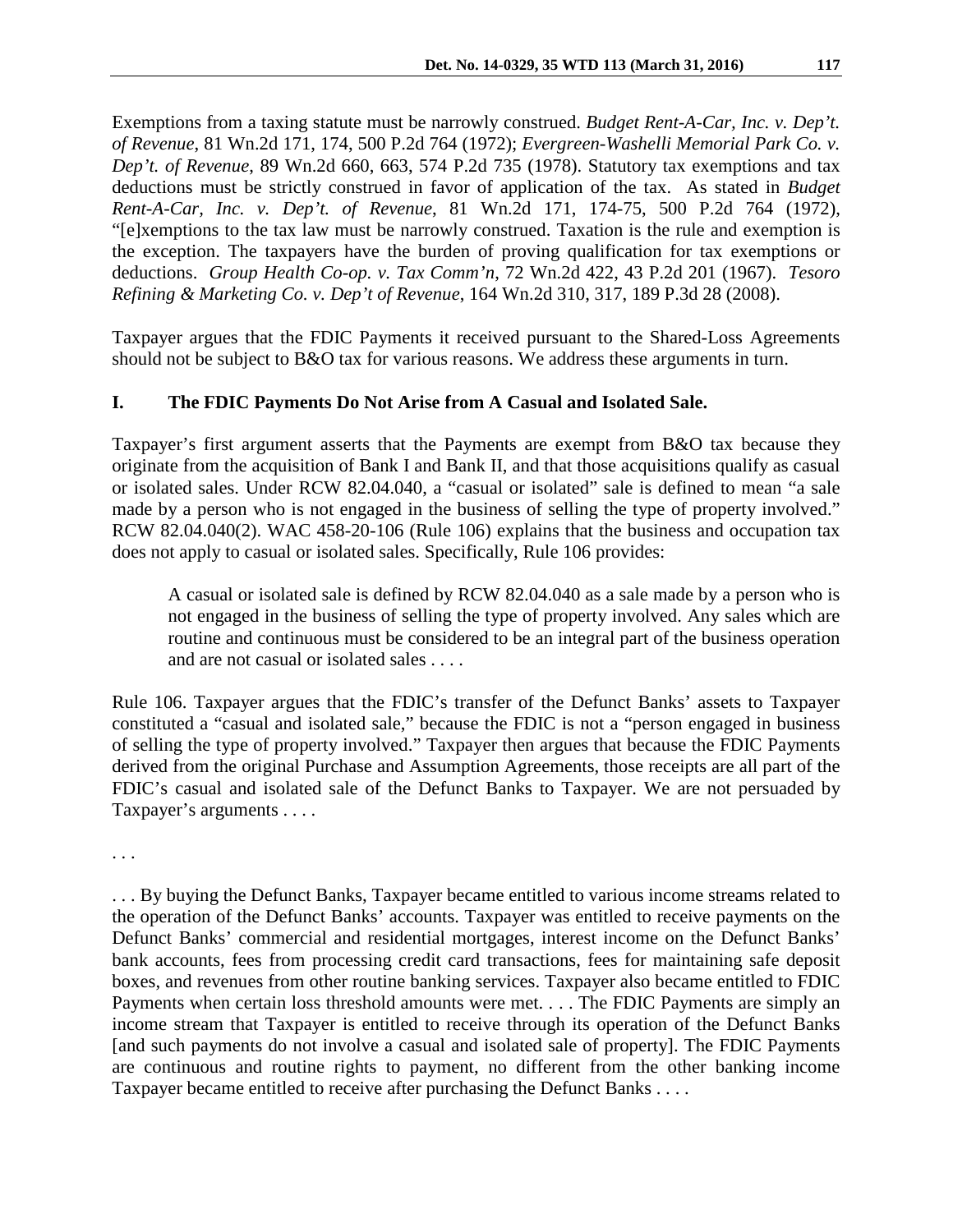Exemptions from a taxing statute must be narrowly construed. *Budget Rent-A-Car, Inc. v. Dep't. of Revenue*, 81 Wn.2d 171, 174, 500 P.2d 764 (1972); *Evergreen-Washelli Memorial Park Co. v. Dep't. of Revenue*, 89 Wn.2d 660, 663, 574 P.2d 735 (1978). Statutory tax exemptions and tax deductions must be strictly construed in favor of application of the tax. As stated in *Budget Rent-A-Car, Inc. v. Dep't. of Revenue*, 81 Wn.2d 171, 174-75, 500 P.2d 764 (1972), "[e]xemptions to the tax law must be narrowly construed. Taxation is the rule and exemption is the exception. The taxpayers have the burden of proving qualification for tax exemptions or deductions. *Group Health Co-op. v. Tax Comm'n*, 72 Wn.2d 422, 43 P.2d 201 (1967). *Tesoro Refining & Marketing Co. v. Dep't of Revenue*, 164 Wn.2d 310, 317, 189 P.3d 28 (2008).

Taxpayer argues that the FDIC Payments it received pursuant to the Shared-Loss Agreements should not be subject to B&O tax for various reasons. We address these arguments in turn.

## I. The FDIC Payments Do Not Arise from A Casual and Isolated Sale.

Taxpayer's first argument asserts that the Payments are exempt from B&O tax because they originate from the acquisition of Bank I and Bank II, and that those acquisitions qualify as casual or isolated sales. Under RCW 82.04.040, a "casual or isolated" sale is defined to mean "a sale made by a person who is not engaged in the business of selling the type of property involved." RCW 82.04.040(2). WAC 458-20-106 (Rule 106) explains that the business and occupation tax does not apply to casual or isolated sales. Specifically, Rule 106 provides:

> A casual or isolated sale is defined by RCW 82.04.040 as a sale made by a person who is not engaged in the business of selling the type of property involved. Any sales which are routine and continuous must be considered to be an integral part of the business operation and are not casual or isolated sales . . . .

Rule 106. Taxpayer argues that the FDIC's transfer of the Defunct Banks' assets to Taxpayer constituted a "casual and isolated sale," because the FDIC is not a "person engaged in business of selling the type of property involved." Taxpayer then argues that because the FDIC Payments derived from the original Purchase and Assumption Agreements, those receipts are all part of the FDIC's casual and isolated sale of the Defunct Banks to Taxpayer. We are not persuaded by Taxpayer's arguments . . . .

. . .

. . . By buying the Defunct Banks, Taxpayer became entitled to various income streams related to the operation of the Defunct Banks' accounts. Taxpayer was entitled to receive payments on the Defunct Banks' commercial and residential mortgages, interest income on the Defunct Banks' bank accounts, fees from processing credit card transactions, fees for maintaining safe deposit boxes, and revenues from other routine banking services. Taxpayer also became entitled to FDIC Payments when certain loss threshold amounts were met. . . . The FDIC Payments are simply an income stream that Taxpayer is entitled to receive through its operation of the Defunct Banks [and such payments do not involve a casual and isolated sale of property]. The FDIC Payments are continuous and routine rights to payment, no different from the other banking income Taxpayer became entitled to receive after purchasing the Defunct Banks . . . .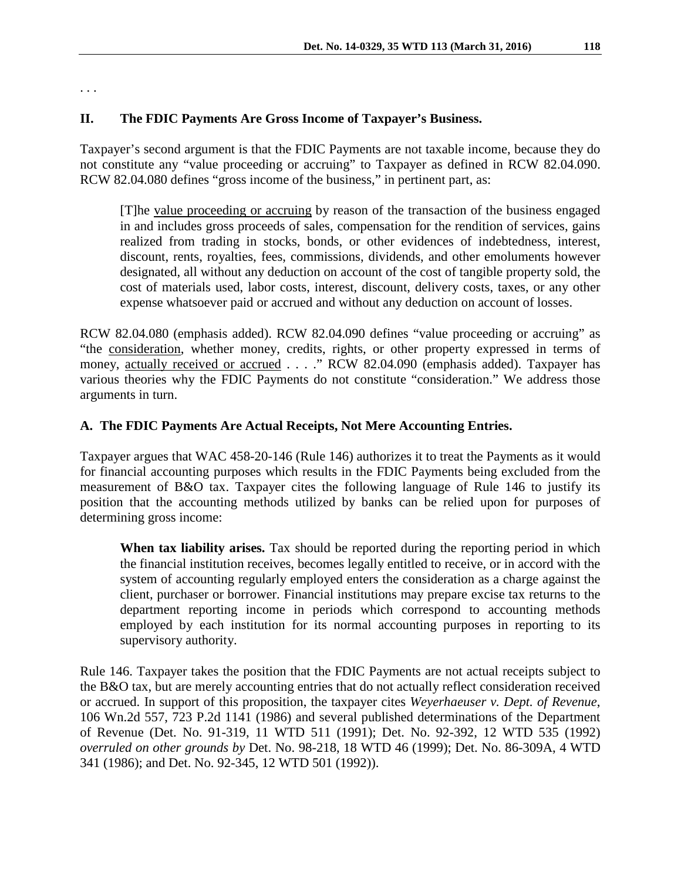. . .

## II. The FDIC Payments Are Gross Income of Taxpayer's Business.

Taxpayer's second argument is that the FDIC Payments are not taxable income, because they do not constitute any "value proceeding or accruing" to Taxpayer as defined in RCW 82.04.090. RCW 82.04.080 defines "gross income of the business," in pertinent part, as:

> [T]he value proceeding or accruing by reason of the transaction of the business engaged in and includes gross proceeds of sales, compensation for the rendition of services, gains realized from trading in stocks, bonds, or other evidences of indebtedness, interest, discount, rents, royalties, fees, commissions, dividends, and other emoluments however designated, all without any deduction on account of the cost of tangible property sold, the cost of materials used, labor costs, interest, discount, delivery costs, taxes, or any other expense whatsoever paid or accrued and without any deduction on account of losses.

RCW 82.04.080 (emphasis added). RCW 82.04.090 defines "value proceeding or accruing" as "the consideration, whether money, credits, rights, or other property expressed in terms of money, actually received or accrued . . . ." RCW 82.04.090 (emphasis added). Taxpayer has various theories why the FDIC Payments do not constitute "consideration." We address those arguments in turn.

### A. The FDIC Payments Are Actual Receipts, Not Mere Accounting Entries.

Taxpayer argues that WAC 458-20-146 (Rule 146) authorizes it to treat the Payments as it would for financial accounting purposes which results in the FDIC Payments being excluded from the measurement of B&O tax. Taxpayer cites the following language of Rule 146 to justify its position that the accounting methods utilized by banks can be relied upon for purposes of determining gross income:

> **When tax liability arises.** Tax should be reported during the reporting period in which the financial institution receives, becomes legally entitled to receive, or in accord with the system of accounting regularly employed enters the consideration as a charge against the client, purchaser or borrower. Financial institutions may prepare excise tax returns to the department reporting income in periods which correspond to accounting methods employed by each institution for its normal accounting purposes in reporting to its supervisory authority.

Rule 146. Taxpayer takes the position that the FDIC Payments are not actual receipts subject to the B&O tax, but are merely accounting entries that do not actually reflect consideration received or accrued. In support of this proposition, the taxpayer cites *Weyerhaeuser v. Dept. of Revenue*, 106 Wn.2d 557, 723 P.2d 1141 (1986) and several published determinations of the Department of Revenue (Det. No. 91-319, 11 WTD 511 (1991); Det. No. 92-392, 12 WTD 535 (1992) *overruled on other grounds by* Det. No. 98-218, 18 WTD 46 (1999); Det. No. 86-309A, 4 WTD 341 (1986); and Det. No. 92-345, 12 WTD 501 (1992)).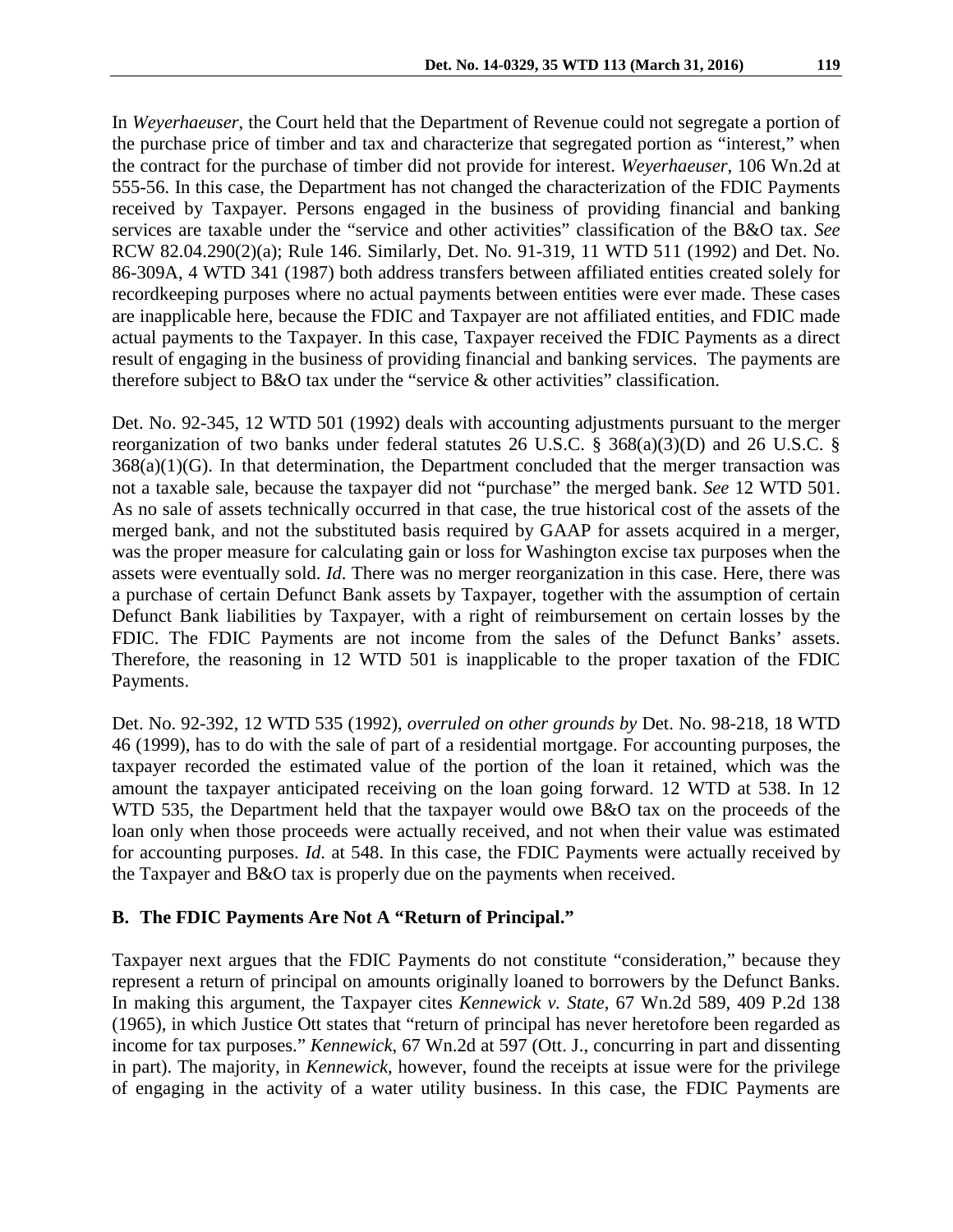In *Weyerhaeuser*, the Court held that the Department of Revenue could not segregate a portion of the purchase price of timber and tax and characterize that segregated portion as "interest," when the contract for the purchase of timber did not provide for interest. *Weyerhaeuser*, 106 Wn.2d at 555-56. In this case, the Department has not changed the characterization of the FDIC Payments received by Taxpayer. Persons engaged in the business of providing financial and banking services are taxable under the "service and other activities" classification of the B&O tax. *See* RCW 82.04.290(2)(a); Rule 146. Similarly, Det. No. 91-319, 11 WTD 511 (1992) and Det. No. 86-309A, 4 WTD 341 (1987) both address transfers between affiliated entities created solely for recordkeeping purposes where no actual payments between entities were ever made. These cases are inapplicable here, because the FDIC and Taxpayer are not affiliated entities, and FDIC made actual payments to the Taxpayer. In this case, Taxpayer received the FDIC Payments as a direct result of engaging in the business of providing financial and banking services. The payments are therefore subject to B&O tax under the "service & other activities" classification.

Det. No. 92-345, 12 WTD 501 (1992) deals with accounting adjustments pursuant to the merger reorganization of two banks under federal statutes 26 U.S.C. § 368(a)(3)(D) and 26 U.S.C. § 368(a)(1)(G). In that determination, the Department concluded that the merger transaction was not a taxable sale, because the taxpayer did not "purchase" the merged bank. *See* 12 WTD 501. As no sale of assets technically occurred in that case, the true historical cost of the assets of the merged bank, and not the substituted basis required by GAAP for assets acquired in a merger, was the proper measure for calculating gain or loss for Washington excise tax purposes when the assets were eventually sold. *Id*. There was no merger reorganization in this case. Here, there was a purchase of certain Defunct Bank assets by Taxpayer, together with the assumption of certain Defunct Bank liabilities by Taxpayer, with a right of reimbursement on certain losses by the FDIC. The FDIC Payments are not income from the sales of the Defunct Banks' assets. Therefore, the reasoning in 12 WTD 501 is inapplicable to the proper taxation of the FDIC Payments.

Det. No. 92-392, 12 WTD 535 (1992), *overruled on other grounds by* Det. No. 98-218, 18 WTD 46 (1999), has to do with the sale of part of a residential mortgage. For accounting purposes, the taxpayer recorded the estimated value of the portion of the loan it retained, which was the amount the taxpayer anticipated receiving on the loan going forward. 12 WTD at 538. In 12 WTD 535, the Department held that the taxpayer would owe B&O tax on the proceeds of the loan only when those proceeds were actually received, and not when their value was estimated for accounting purposes. *Id*. at 548. In this case, the FDIC Payments were actually received by the Taxpayer and B&O tax is properly due on the payments when received.

### B. The FDIC Payments Are Not A "Return of Principal."

Taxpayer next argues that the FDIC Payments do not constitute "consideration," because they represent a return of principal on amounts originally loaned to borrowers by the Defunct Banks. In making this argument, the Taxpayer cites *Kennewick v. State*, 67 Wn.2d 589, 409 P.2d 138 (1965), in which Justice Ott states that "return of principal has never heretofore been regarded as income for tax purposes." *Kennewick*, 67 Wn.2d at 597 (Ott. J., concurring in part and dissenting in part). The majority, in *Kennewick*, however, found the receipts at issue were for the privilege of engaging in the activity of a water utility business. In this case, the FDIC Payments are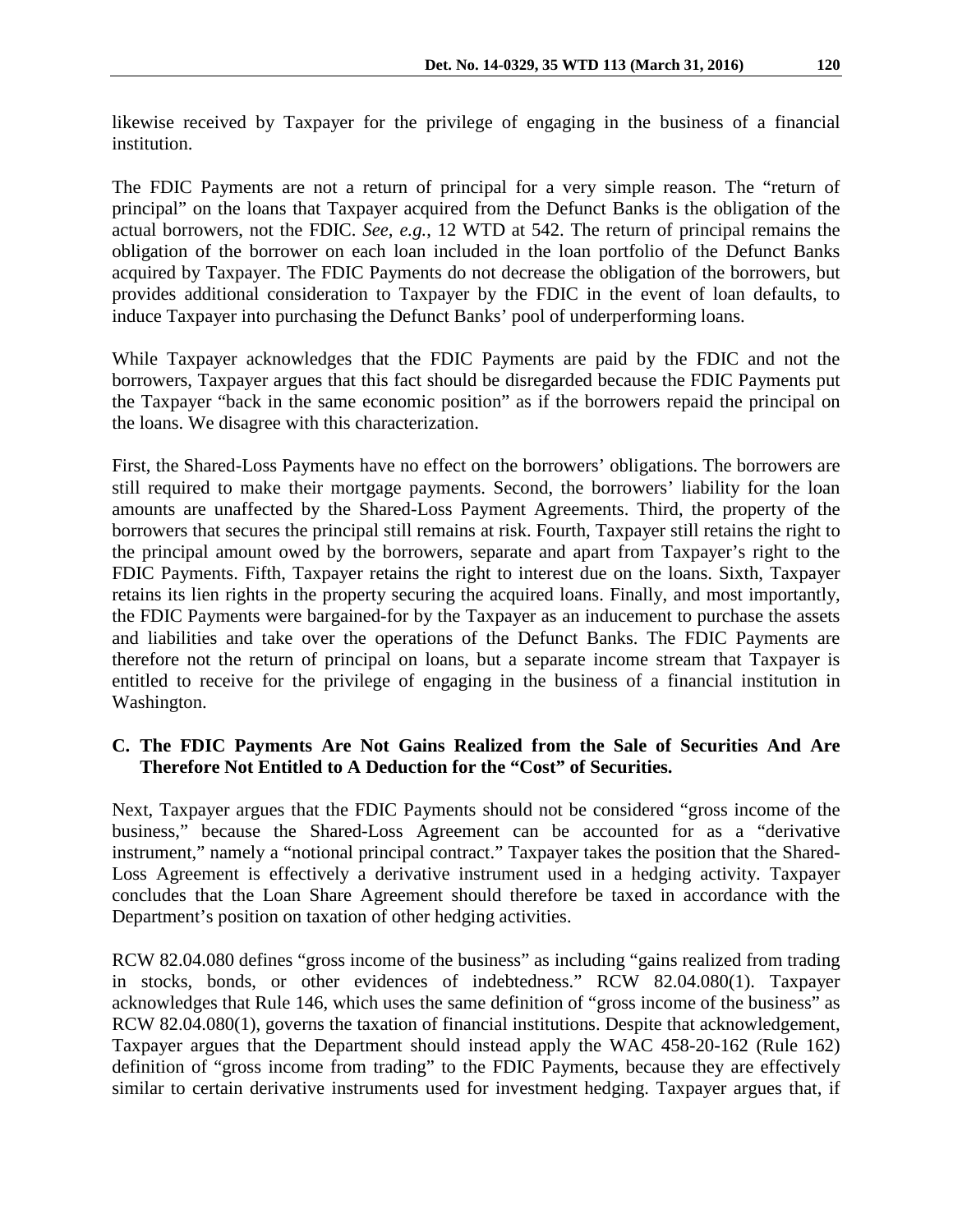likewise received by Taxpayer for the privilege of engaging in the business of a financial institution.

The FDIC Payments are not a return of principal for a very simple reason. The "return of principal" on the loans that Taxpayer acquired from the Defunct Banks is the obligation of the actual borrowers, not the FDIC. *See, e.g.*, 12 WTD at 542. The return of principal remains the obligation of the borrower on each loan included in the loan portfolio of the Defunct Banks acquired by Taxpayer. The FDIC Payments do not decrease the obligation of the borrowers, but provides additional consideration to Taxpayer by the FDIC in the event of loan defaults, to induce Taxpayer into purchasing the Defunct Banks' pool of underperforming loans.

While Taxpayer acknowledges that the FDIC Payments are paid by the FDIC and not the borrowers, Taxpayer argues that this fact should be disregarded because the FDIC Payments put the Taxpayer "back in the same economic position" as if the borrowers repaid the principal on the loans. We disagree with this characterization.

First, the Shared-Loss Payments have no effect on the borrowers' obligations. The borrowers are still required to make their mortgage payments. Second, the borrowers' liability for the loan amounts are unaffected by the Shared-Loss Payment Agreements. Third, the property of the borrowers that secures the principal still remains at risk. Fourth, Taxpayer still retains the right to the principal amount owed by the borrowers, separate and apart from Taxpayer's right to the FDIC Payments. Fifth, Taxpayer retains the right to interest due on the loans. Sixth, Taxpayer retains its lien rights in the property securing the acquired loans. Finally, and most importantly, the FDIC Payments were bargained-for by the Taxpayer as an inducement to purchase the assets and liabilities and take over the operations of the Defunct Banks. The FDIC Payments are therefore not the return of principal on loans, but a separate income stream that Taxpayer is entitled to receive for the privilege of engaging in the business of a financial institution in Washington.

### C. The FDIC Payments Are Not Gains Realized from the Sale of Securities And Are Therefore Not Entitled to A Deduction for the "Cost" of Securities.

Next, Taxpayer argues that the FDIC Payments should not be considered "gross income of the business," because the Shared-Loss Agreement can be accounted for as a "derivative instrument," namely a "notional principal contract." Taxpayer takes the position that the Shared-Loss Agreement is effectively a derivative instrument used in a hedging activity. Taxpayer concludes that the Loan Share Agreement should therefore be taxed in accordance with the Department's position on taxation of other hedging activities.

RCW 82.04.080 defines "gross income of the business" as including "gains realized from trading in stocks, bonds, or other evidences of indebtedness." RCW 82.04.080(1). Taxpayer acknowledges that Rule 146, which uses the same definition of "gross income of the business" as RCW 82.04.080(1), governs the taxation of financial institutions. Despite that acknowledgement, Taxpayer argues that the Department should instead apply the WAC 458-20-162 (Rule 162) definition of "gross income from trading" to the FDIC Payments, because they are effectively similar to certain derivative instruments used for investment hedging. Taxpayer argues that, if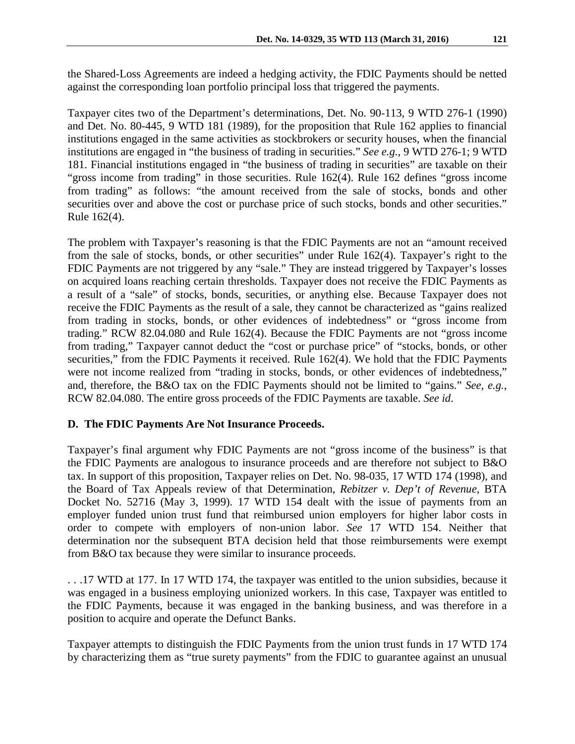the Shared-Loss Agreements are indeed a hedging activity, the FDIC Payments should be netted against the corresponding loan portfolio principal loss that triggered the payments.

Taxpayer cites two of the Department's determinations, Det. No. 90-113, 9 WTD 276-1 (1990) and Det. No. 80-445, 9 WTD 181 (1989), for the proposition that Rule 162 applies to financial institutions engaged in the same activities as stockbrokers or security houses, when the financial institutions are engaged in "the business of trading in securities." *See e.g.*, 9 WTD 276-1; 9 WTD 181. Financial institutions engaged in "the business of trading in securities" are taxable on their "gross income from trading" in those securities. Rule 162(4). Rule 162 defines "gross income from trading" as follows: "the amount received from the sale of stocks, bonds and other securities over and above the cost or purchase price of such stocks, bonds and other securities." Rule 162(4).

The problem with Taxpayer's reasoning is that the FDIC Payments are not an "amount received from the sale of stocks, bonds, or other securities" under Rule 162(4). Taxpayer's right to the FDIC Payments are not triggered by any "sale." They are instead triggered by Taxpayer's losses on acquired loans reaching certain thresholds. Taxpayer does not receive the FDIC Payments as a result of a "sale" of stocks, bonds, securities, or anything else. Because Taxpayer does not receive the FDIC Payments as the result of a sale, they cannot be characterized as "gains realized from trading in stocks, bonds, or other evidences of indebtedness" or "gross income from trading." RCW 82.04.080 and Rule 162(4). Because the FDIC Payments are not "gross income from trading," Taxpayer cannot deduct the "cost or purchase price" of "stocks, bonds, or other securities," from the FDIC Payments it received. Rule 162(4). We hold that the FDIC Payments were not income realized from "trading in stocks, bonds, or other evidences of indebtedness," and, therefore, the B&O tax on the FDIC Payments should not be limited to "gains." *See, e.g.*, RCW 82.04.080. The entire gross proceeds of the FDIC Payments are taxable. *See id*.

**D. The FDIC Payments Are Not Insurance Proceeds.**

Taxpayer's final argument why FDIC Payments are not "gross income of the business" is that the FDIC Payments are analogous to insurance proceeds and are therefore not subject to B&O tax. In support of this proposition, Taxpayer relies on Det. No. 98-035, 17 WTD 174 (1998), and the Board of Tax Appeals review of that Determination, *Rebitzer v. Dep't of Revenue*, BTA Docket No. 52716 (May 3, 1999). 17 WTD 154 dealt with the issue of payments from an employer funded union trust fund that reimbursed union employers for higher labor costs in order to compete with employers of non-union labor. *See* 17 WTD 154. Neither that determination nor the subsequent BTA decision held that those reimbursements were exempt from B&O tax because they were similar to insurance proceeds.

. . .17 WTD at 177. In 17 WTD 174, the taxpayer was entitled to the union subsidies, because it was engaged in a business employing unionized workers. In this case, Taxpayer was entitled to the FDIC Payments, because it was engaged in the banking business, and was therefore in a position to acquire and operate the Defunct Banks.

Taxpayer attempts to distinguish the FDIC Payments from the union trust funds in 17 WTD 174 by characterizing them as "true surety payments" from the FDIC to guarantee against an unusual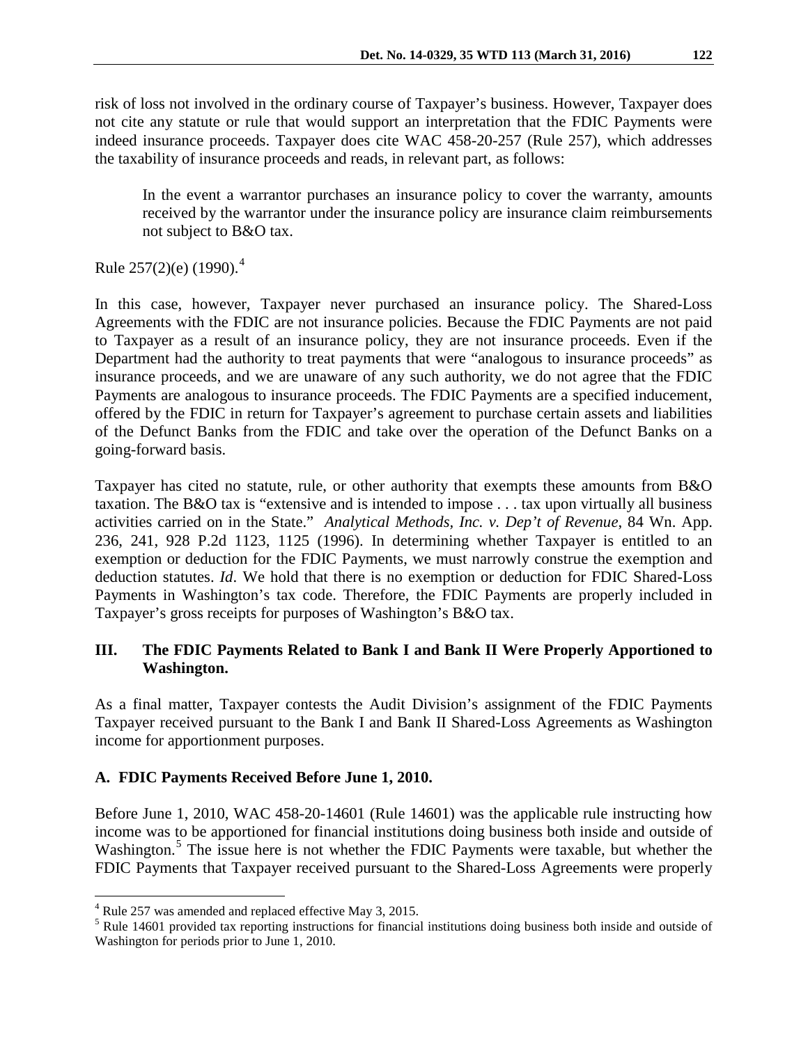risk of loss not involved in the ordinary course of Taxpayer's business. However, Taxpayer does not cite any statute or rule that would support an interpretation that the FDIC Payments were indeed insurance proceeds. Taxpayer does cite WAC 458-20-257 (Rule 257), which addresses the taxability of insurance proceeds and reads, in relevant part, as follows:

> In the event a warrantor purchases an insurance policy to cover the warranty, amounts received by the warrantor under the insurance policy are insurance claim reimbursements not subject to B&O tax.

Rule 257(2)(e) (1990).[4]

In this case, however, Taxpayer never purchased an insurance policy. The Shared-Loss Agreements with the FDIC are not insurance policies. Because the FDIC Payments are not paid to Taxpayer as a result of an insurance policy, they are not insurance proceeds. Even if the Department had the authority to treat payments that were "analogous to insurance proceeds" as insurance proceeds, and we are unaware of any such authority, we do not agree that the FDIC Payments are analogous to insurance proceeds. The FDIC Payments are a specified inducement, offered by the FDIC in return for Taxpayer's agreement to purchase certain assets and liabilities of the Defunct Banks from the FDIC and take over the operation of the Defunct Banks on a going-forward basis.

Taxpayer has cited no statute, rule, or other authority that exempts these amounts from B&O taxation. The B&O tax is "extensive and is intended to impose . . . tax upon virtually all business activities carried on in the State." *Analytical Methods, Inc. v. Dep't of Revenue*, 84 Wn. App. 236, 241, 928 P.2d 1123, 1125 (1996). In determining whether Taxpayer is entitled to an exemption or deduction for the FDIC Payments, we must narrowly construe the exemption and deduction statutes. *Id*. We hold that there is no exemption or deduction for FDIC Shared-Loss Payments in Washington's tax code. Therefore, the FDIC Payments are properly included in Taxpayer's gross receipts for purposes of Washington's B&O tax.

## III. The FDIC Payments Related to Bank I and Bank II Were Properly Apportioned to Washington.

As a final matter, Taxpayer contests the Audit Division's assignment of the FDIC Payments Taxpayer received pursuant to the Bank I and Bank II Shared-Loss Agreements as Washington income for apportionment purposes.

### A. FDIC Payments Received Before June 1, 2010.

Before June 1, 2010, WAC 458-20-14601 (Rule 14601) was the applicable rule instructing how income was to be apportioned for financial institutions doing business both inside and outside of Washington.[5] The issue here is not whether the FDIC Payments were taxable, but whether the FDIC Payments that Taxpayer received pursuant to the Shared-Loss Agreements were properly

---

[4] Rule 257 was amended and replaced effective May 3, 2015.

[5] Rule 14601 provided tax reporting instructions for financial institutions doing business both inside and outside of Washington for periods prior to June 1, 2010.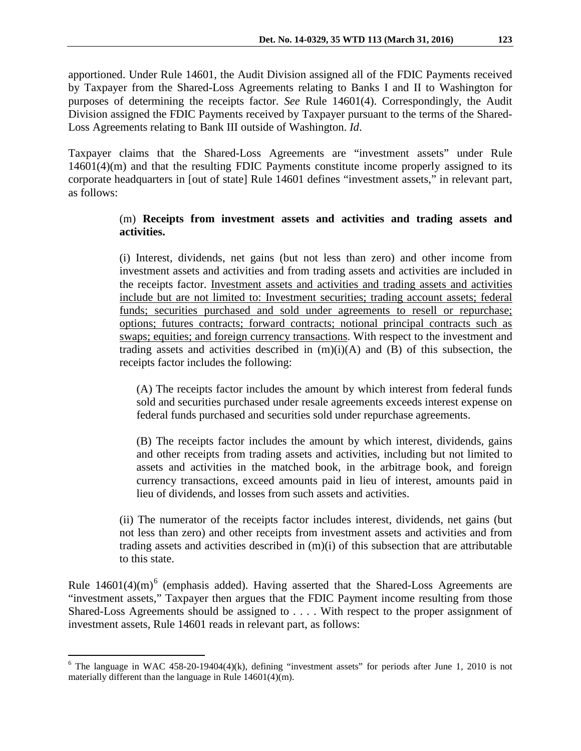apportioned. Under Rule 14601, the Audit Division assigned all of the FDIC Payments received by Taxpayer from the Shared-Loss Agreements relating to Banks I and II to Washington for purposes of determining the receipts factor. *See* Rule 14601(4). Correspondingly, the Audit Division assigned the FDIC Payments received by Taxpayer pursuant to the terms of the Shared-Loss Agreements relating to Bank III outside of Washington. *Id*.

Taxpayer claims that the Shared-Loss Agreements are "investment assets" under Rule 14601(4)(m) and that the resulting FDIC Payments constitute income properly assigned to its corporate headquarters in [out of state] Rule 14601 defines "investment assets," in relevant part, as follows:

> (m) **Receipts from investment assets and activities and trading assets and activities.**
>
> (i) Interest, dividends, net gains (but not less than zero) and other income from investment assets and activities and from trading assets and activities are included in the receipts factor. <u>Investment assets and activities and trading assets and activities include but are not limited to: Investment securities; trading account assets; federal funds; securities purchased and sold under agreements to resell or repurchase; options; futures contracts; forward contracts; notional principal contracts such as swaps; equities; and foreign currency transactions</u>. With respect to the investment and trading assets and activities described in (m)(i)(A) and (B) of this subsection, the receipts factor includes the following:
>
> > (A) The receipts factor includes the amount by which interest from federal funds sold and securities purchased under resale agreements exceeds interest expense on federal funds purchased and securities sold under repurchase agreements.
> >
> > (B) The receipts factor includes the amount by which interest, dividends, gains and other receipts from trading assets and activities, including but not limited to assets and activities in the matched book, in the arbitrage book, and foreign currency transactions, exceed amounts paid in lieu of interest, amounts paid in lieu of dividends, and losses from such assets and activities.
>
> (ii) The numerator of the receipts factor includes interest, dividends, net gains (but not less than zero) and other receipts from investment assets and activities and from trading assets and activities described in (m)(i) of this subsection that are attributable to this state.

Rule 14601(4)(m)[6] (emphasis added). Having asserted that the Shared-Loss Agreements are "investment assets," Taxpayer then argues that the FDIC Payment income resulting from those Shared-Loss Agreements should be assigned to . . . . With respect to the proper assignment of investment assets, Rule 14601 reads in relevant part, as follows:

---

[6] The language in WAC 458-20-19404(4)(k), defining "investment assets" for periods after June 1, 2010 is not materially different than the language in Rule 14601(4)(m).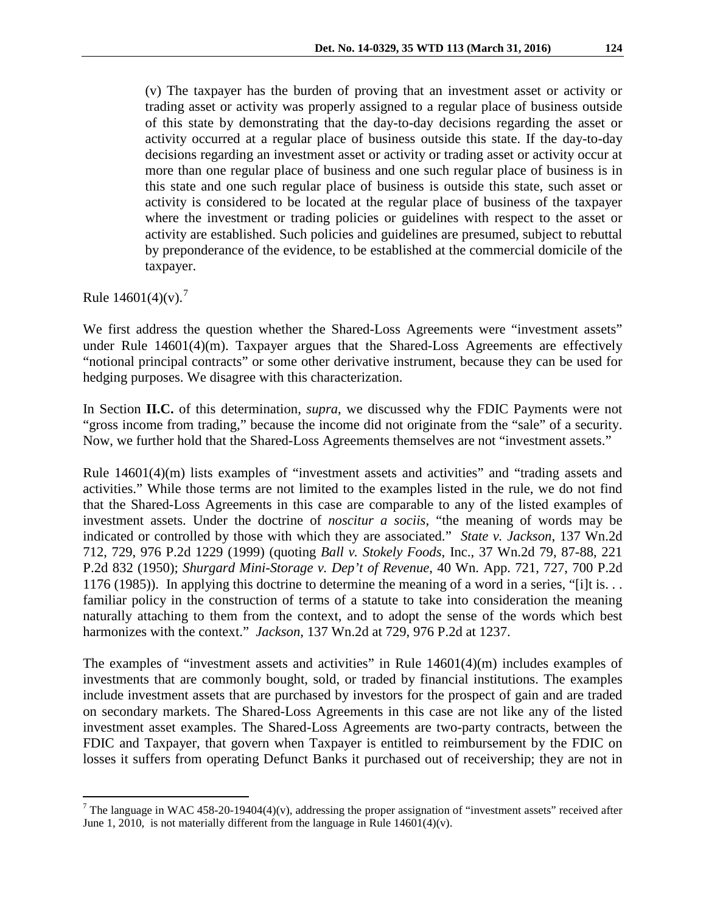(v) The taxpayer has the burden of proving that an investment asset or activity or trading asset or activity was properly assigned to a regular place of business outside of this state by demonstrating that the day-to-day decisions regarding the asset or activity occurred at a regular place of business outside this state. If the day-to-day decisions regarding an investment asset or activity or trading asset or activity occur at more than one regular place of business and one such regular place of business is in this state and one such regular place of business is outside this state, such asset or activity is considered to be located at the regular place of business of the taxpayer where the investment or trading policies or guidelines with respect to the asset or activity are established. Such policies and guidelines are presumed, subject to rebuttal by preponderance of the evidence, to be established at the commercial domicile of the taxpayer.

Rule 14601(4)(v).[7]

We first address the question whether the Shared-Loss Agreements were "investment assets" under Rule 14601(4)(m). Taxpayer argues that the Shared-Loss Agreements are effectively "notional principal contracts" or some other derivative instrument, because they can be used for hedging purposes. We disagree with this characterization.

In Section **II.C.** of this determination, *supra*, we discussed why the FDIC Payments were not "gross income from trading," because the income did not originate from the "sale" of a security. Now, we further hold that the Shared-Loss Agreements themselves are not "investment assets."

Rule 14601(4)(m) lists examples of "investment assets and activities" and "trading assets and activities." While those terms are not limited to the examples listed in the rule, we do not find that the Shared-Loss Agreements in this case are comparable to any of the listed examples of investment assets. Under the doctrine of *noscitur a sociis*, "the meaning of words may be indicated or controlled by those with which they are associated." *State v. Jackson*, 137 Wn.2d 712, 729, 976 P.2d 1229 (1999) (quoting *Ball v. Stokely Foods*, Inc., 37 Wn.2d 79, 87-88, 221 P.2d 832 (1950); *Shurgard Mini-Storage v. Dep't of Revenue*, 40 Wn. App. 721, 727, 700 P.2d 1176 (1985)). In applying this doctrine to determine the meaning of a word in a series, "[i]t is. . . familiar policy in the construction of terms of a statute to take into consideration the meaning naturally attaching to them from the context, and to adopt the sense of the words which best harmonizes with the context." *Jackson*, 137 Wn.2d at 729, 976 P.2d at 1237.

The examples of "investment assets and activities" in Rule 14601(4)(m) includes examples of investments that are commonly bought, sold, or traded by financial institutions. The examples include investment assets that are purchased by investors for the prospect of gain and are traded on secondary markets. The Shared-Loss Agreements in this case are not like any of the listed investment asset examples. The Shared-Loss Agreements are two-party contracts, between the FDIC and Taxpayer, that govern when Taxpayer is entitled to reimbursement by the FDIC on losses it suffers from operating Defunct Banks it purchased out of receivership; they are not in

[7] The language in WAC 458-20-19404(4)(v), addressing the proper assignation of "investment assets" received after June 1, 2010, is not materially different from the language in Rule 14601(4)(v).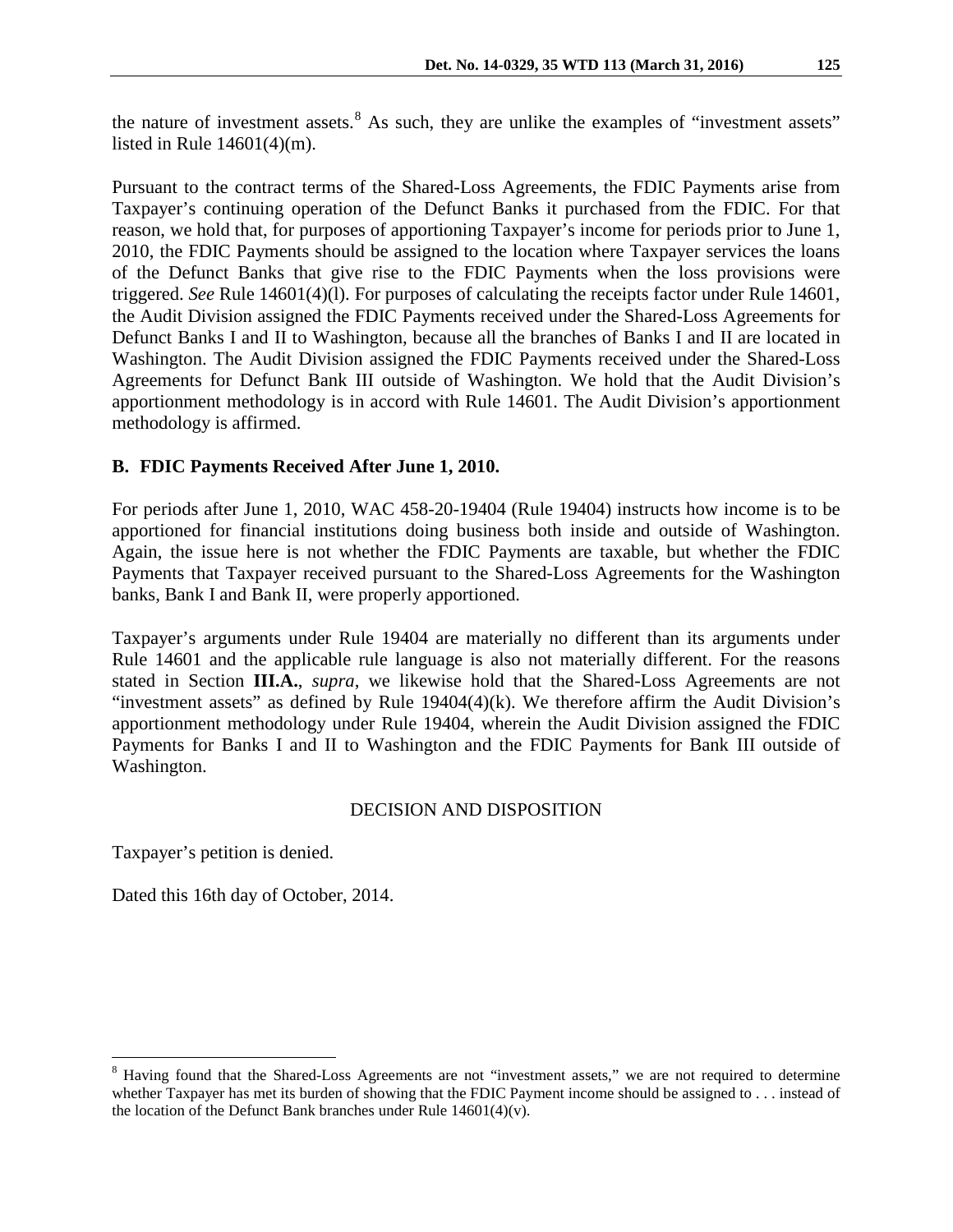the nature of investment assets.[8] As such, they are unlike the examples of "investment assets" listed in Rule 14601(4)(m).

Pursuant to the contract terms of the Shared-Loss Agreements, the FDIC Payments arise from Taxpayer's continuing operation of the Defunct Banks it purchased from the FDIC. For that reason, we hold that, for purposes of apportioning Taxpayer's income for periods prior to June 1, 2010, the FDIC Payments should be assigned to the location where Taxpayer services the loans of the Defunct Banks that give rise to the FDIC Payments when the loss provisions were triggered. *See* Rule 14601(4)(l). For purposes of calculating the receipts factor under Rule 14601, the Audit Division assigned the FDIC Payments received under the Shared-Loss Agreements for Defunct Banks I and II to Washington, because all the branches of Banks I and II are located in Washington. The Audit Division assigned the FDIC Payments received under the Shared-Loss Agreements for Defunct Bank III outside of Washington. We hold that the Audit Division's apportionment methodology is in accord with Rule 14601. The Audit Division's apportionment methodology is affirmed.

### B. FDIC Payments Received After June 1, 2010.

For periods after June 1, 2010, WAC 458-20-19404 (Rule 19404) instructs how income is to be apportioned for financial institutions doing business both inside and outside of Washington. Again, the issue here is not whether the FDIC Payments are taxable, but whether the FDIC Payments that Taxpayer received pursuant to the Shared-Loss Agreements for the Washington banks, Bank I and Bank II, were properly apportioned.

Taxpayer's arguments under Rule 19404 are materially no different than its arguments under Rule 14601 and the applicable rule language is also not materially different. For the reasons stated in Section **III.A.**, *supra*, we likewise hold that the Shared-Loss Agreements are not "investment assets" as defined by Rule 19404(4)(k). We therefore affirm the Audit Division's apportionment methodology under Rule 19404, wherein the Audit Division assigned the FDIC Payments for Banks I and II to Washington and the FDIC Payments for Bank III outside of Washington.

## DECISION AND DISPOSITION

Taxpayer's petition is denied.

Dated this 16th day of October, 2014.

---

[8] Having found that the Shared-Loss Agreements are not "investment assets," we are not required to determine whether Taxpayer has met its burden of showing that the FDIC Payment income should be assigned to . . . instead of the location of the Defunct Bank branches under Rule 14601(4)(v).